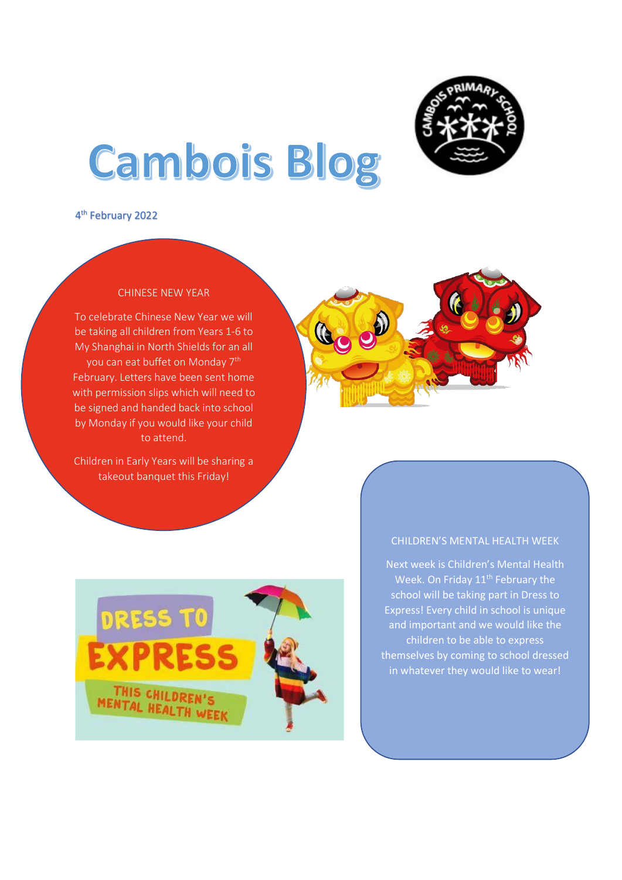# Cambois Blog

4th February 2022

## CHINESE NEW YEAR

To celebrate Chinese New Year we will be taking all children from Years 1-6 to My Shanghai in North Shields for an all you can eat buffet on Monday 7th February. Letters have been sent home with permission slips which will need to be signed and handed back into school by Monday if you would like your child to attend.

Children in Early Years will be sharing a takeout banquet this Friday!

## CHILDREN'S MENTAL HEALTH WEEK

Next week is Children's Mental Health Week. On Friday 11th February the school will be taking part in Dress to Express! Every child in school is unique and important and we would like the children to be able to express themselves by coming to school dressed in whatever they would like to wear!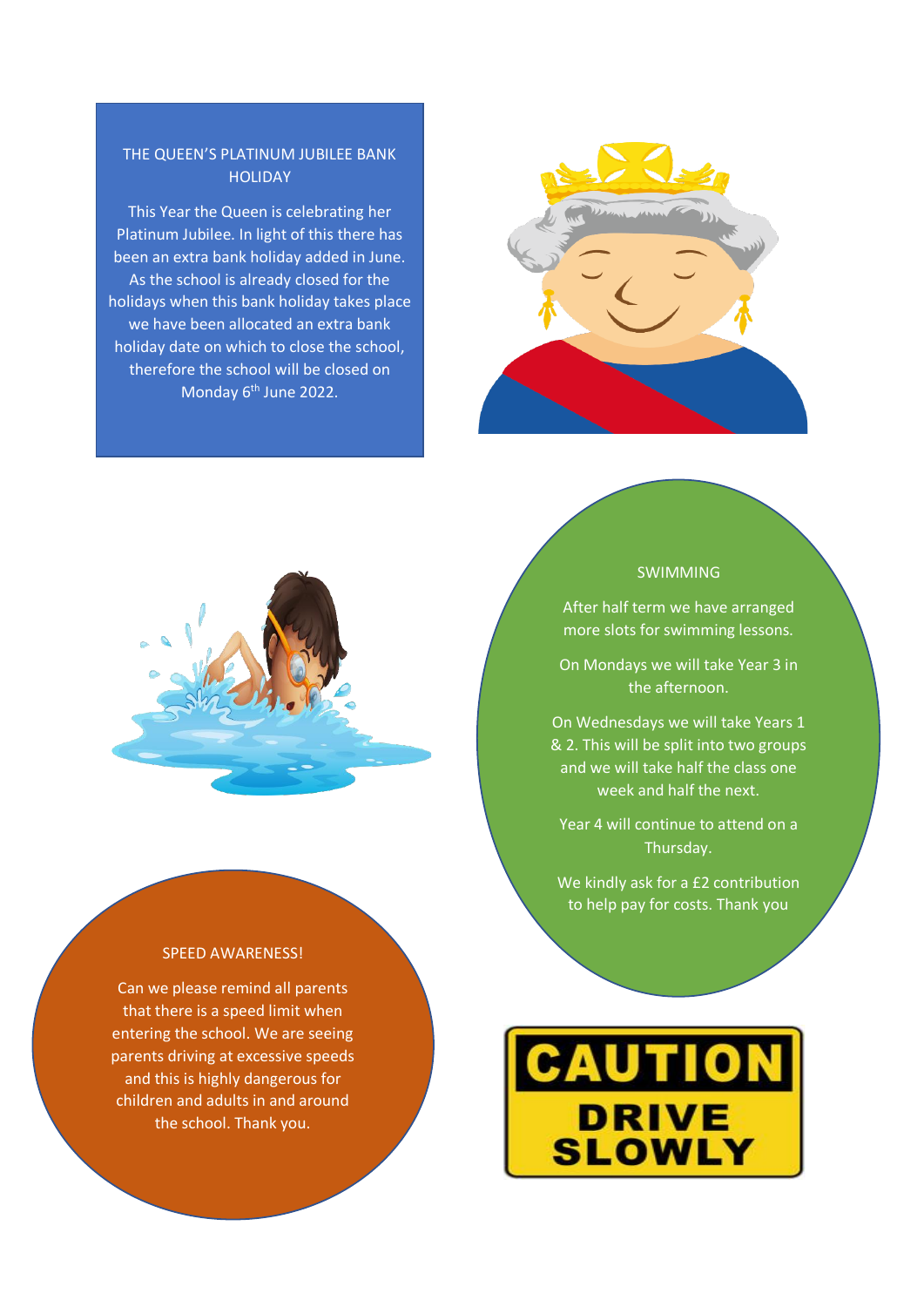## THE QUEEN'S PLATINUM JUBILEE BANK HOLIDAY

This Year the Queen is celebrating her Platinum Jubilee. In light of this there has been an extra bank holiday added in June. As the school is already closed for the holidays when this bank holiday takes place we have been allocated an extra bank holiday date on which to close the school, therefore the school will be closed on Monday 6th June 2022.

## SWIMMING

After half term we have arranged more slots for swimming lessons.

On Mondays we will take Year 3 in the afternoon.

On Wednesdays we will take Years 1 & 2. This will be split into two groups and we will take half the class one week and half the next.

Year 4 will continue to attend on a Thursday.

We kindly ask for a £2 contribution to help pay for costs. Thank you

## SPEED AWARENESS!

Can we please remind all parents that there is a speed limit when entering the school. We are seeing parents driving at excessive speeds and this is highly dangerous for children and adults in and around the school. Thank you.

CAUTION
DRIVE SLOWLY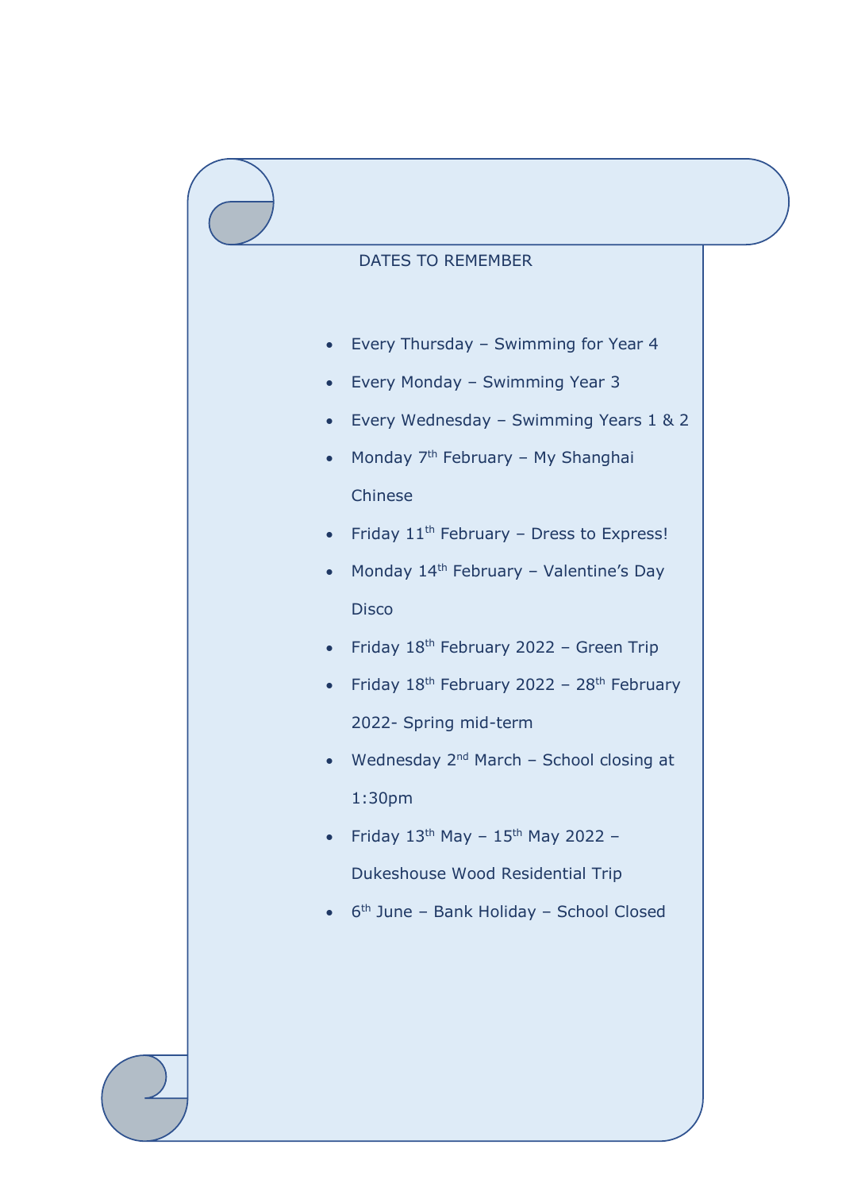# DATES TO REMEMBER

- Every Thursday – Swimming for Year 4
- Every Monday – Swimming Year 3
- Every Wednesday – Swimming Years 1 & 2
- Monday 7th February – My Shanghai Chinese
- Friday 11th February – Dress to Express!
- Monday 14th February – Valentine's Day Disco
- Friday 18th February 2022 – Green Trip
- Friday 18th February 2022 – 28th February 2022- Spring mid-term
- Wednesday 2nd March – School closing at 1:30pm
- Friday 13th May – 15th May 2022 – Dukeshouse Wood Residential Trip
- 6th June – Bank Holiday – School Closed